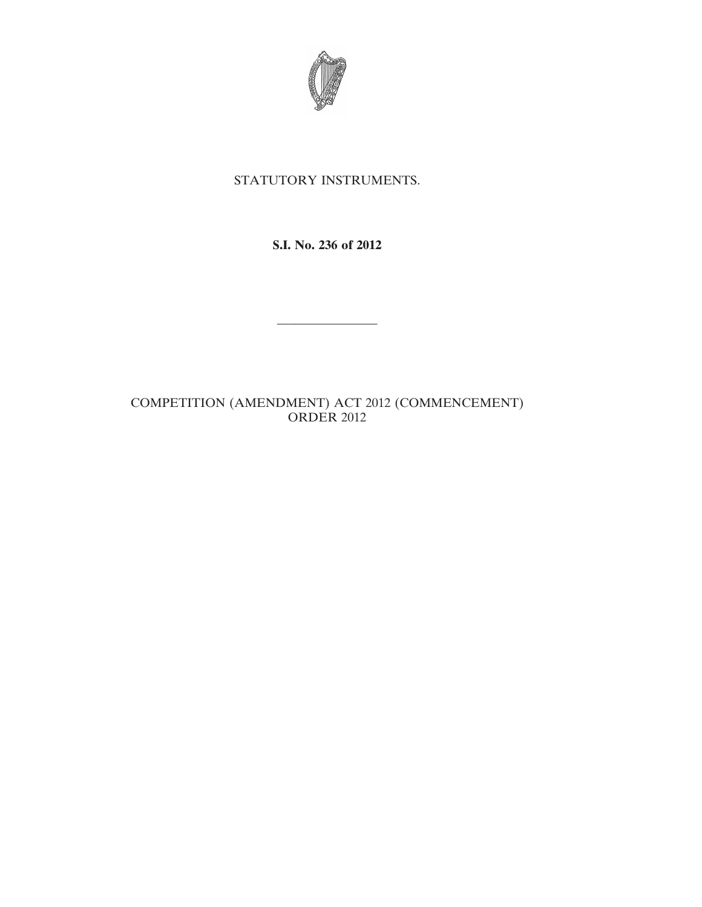STATUTORY INSTRUMENTS.

**S.I. No. 236 of 2012**

———————

COMPETITION (AMENDMENT) ACT 2012 (COMMENCEMENT) ORDER 2012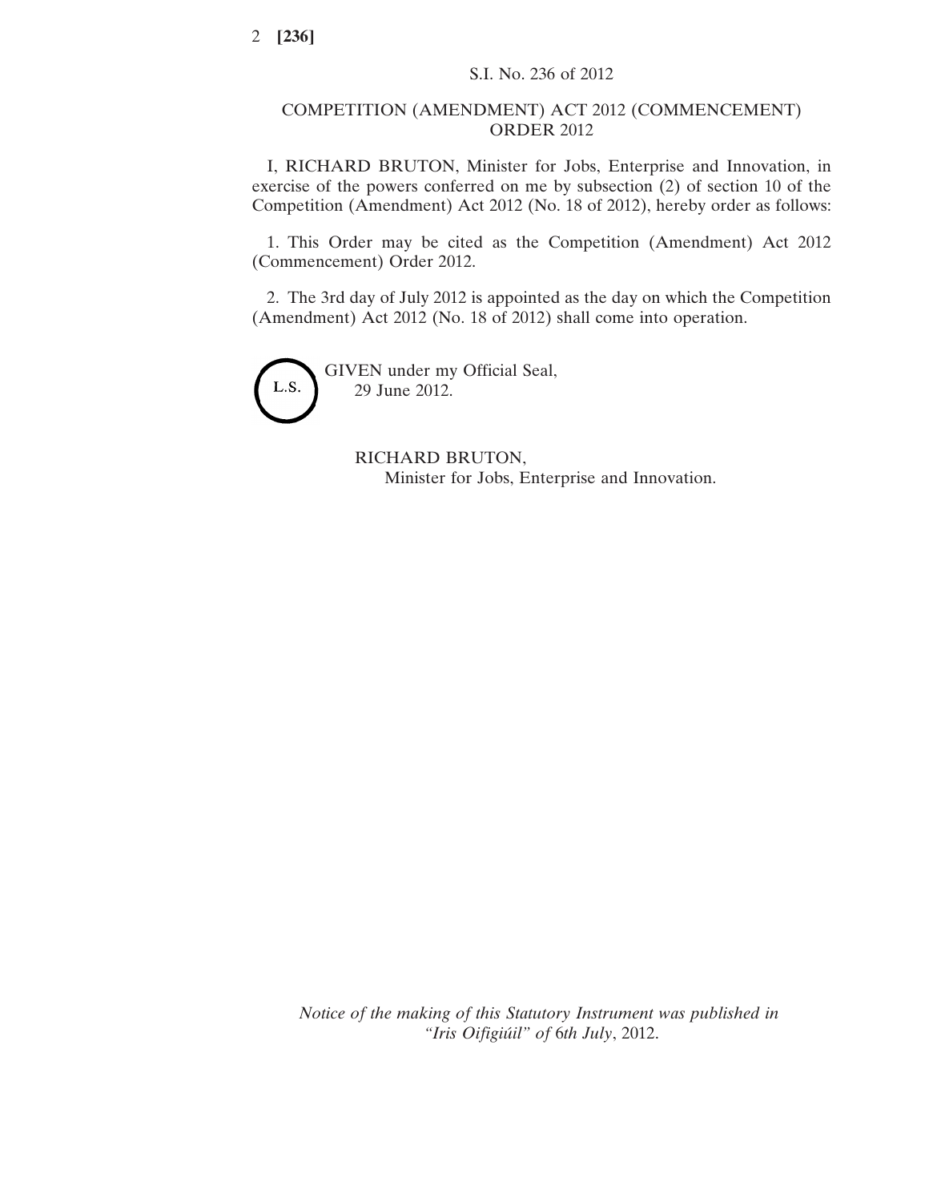S.I. No. 236 of 2012

# COMPETITION (AMENDMENT) ACT 2012 (COMMENCEMENT) ORDER 2012

I, RICHARD BRUTON, Minister for Jobs, Enterprise and Innovation, in exercise of the powers conferred on me by subsection (2) of section 10 of the Competition (Amendment) Act 2012 (No. 18 of 2012), hereby order as follows:

1. This Order may be cited as the Competition (Amendment) Act 2012 (Commencement) Order 2012.

2. The 3rd day of July 2012 is appointed as the day on which the Competition (Amendment) Act 2012 (No. 18 of 2012) shall come into operation.

L.S.

GIVEN under my Official Seal,
29 June 2012.

RICHARD BRUTON,
Minister for Jobs, Enterprise and Innovation.

*Notice of the making of this Statutory Instrument was published in "Iris Oifigiúil" of 6th July, 2012.*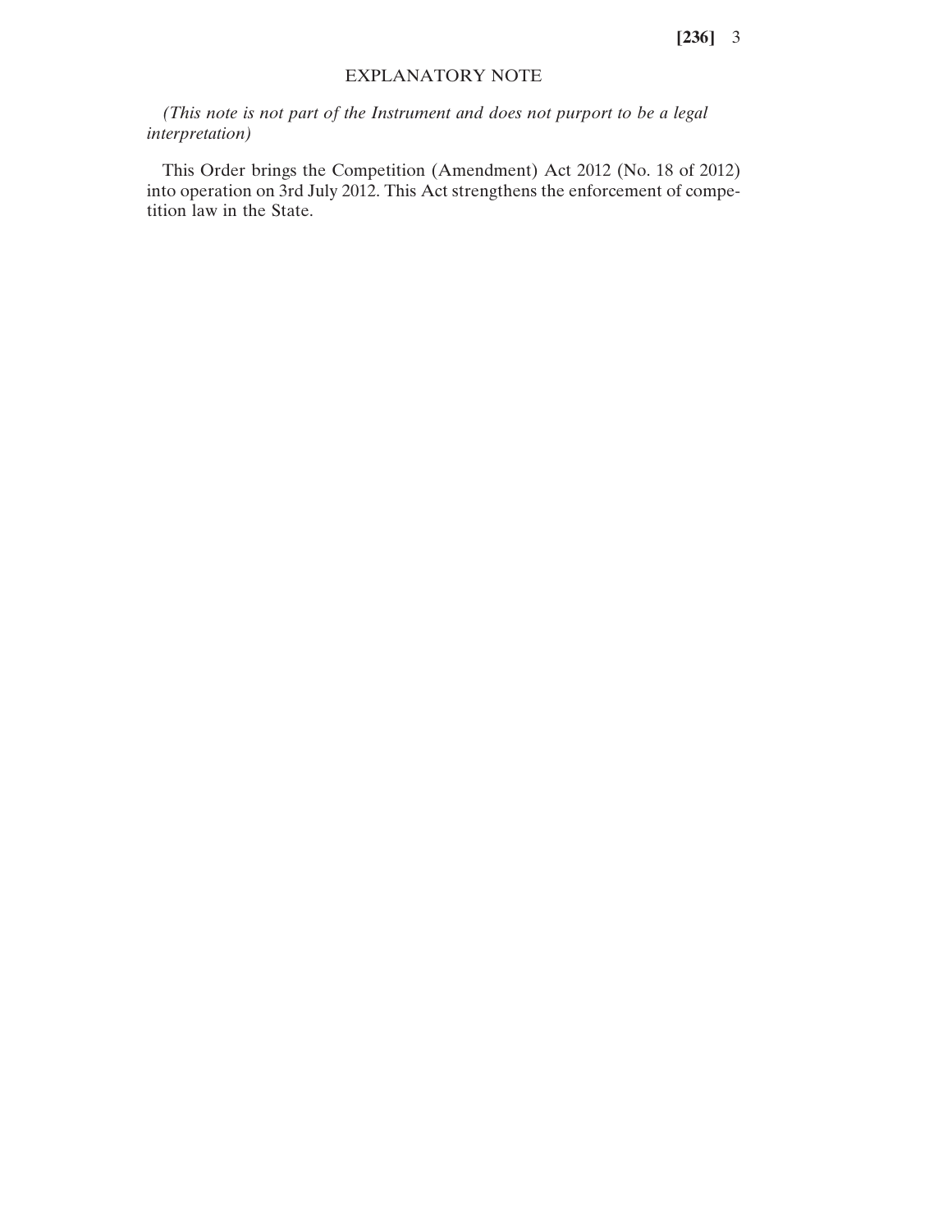## EXPLANATORY NOTE

*(This note is not part of the Instrument and does not purport to be a legal interpretation)*

This Order brings the Competition (Amendment) Act 2012 (No. 18 of 2012) into operation on 3rd July 2012. This Act strengthens the enforcement of competition law in the State.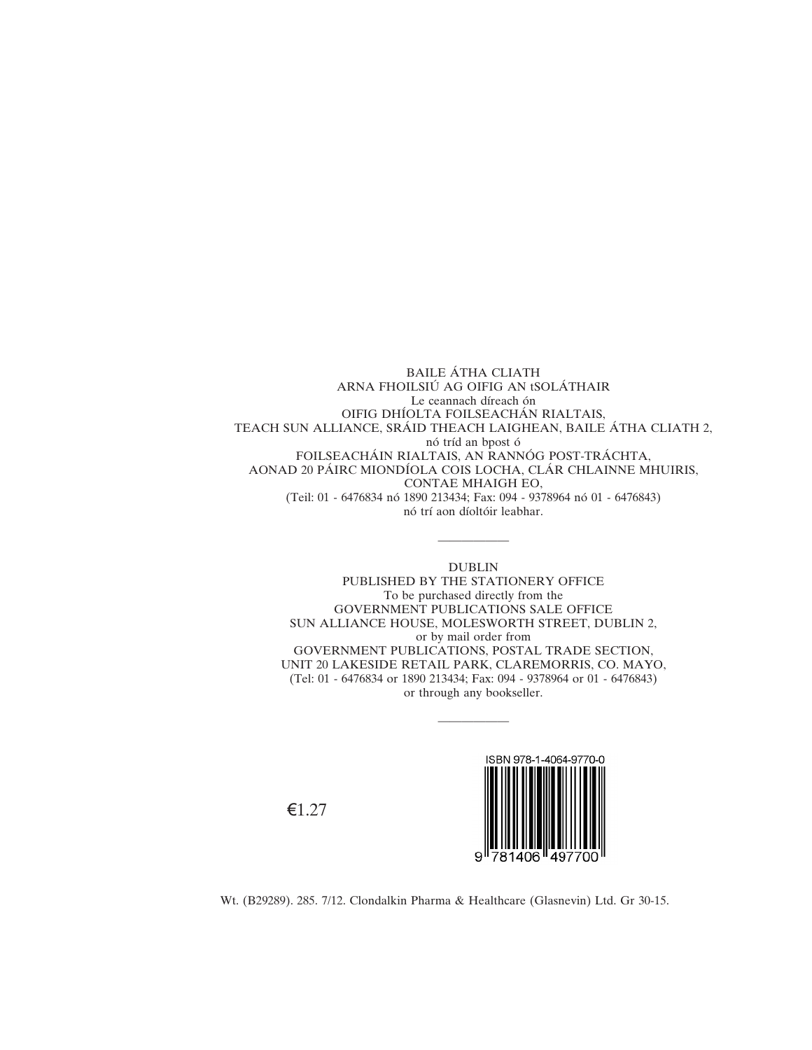BAILE ÁTHA CLIATH
ARNA FHOILSIÚ AG OIFIG AN tSOLÁTHAIR
Le ceannach díreach ón
OIFIG DHÍOLTA FOILSEACHÁN RIALTAIS,
TEACH SUN ALLIANCE, SRÁID THEACH LAIGHEAN, BAILE ÁTHA CLIATH 2,
nó tríd an bpost ó
FOILSEACHÁIN RIALTAIS, AN RANNÓG POST-TRÁCHTA,
AONAD 20 PÁIRC MIONDÍOLA COIS LOCHA, CLÁR CHLAINNE MHUIRIS,
CONTAE MHAIGH EO,
(Teil: 01 - 6476834 nó 1890 213434; Fax: 094 - 9378964 nó 01 - 6476843)
nó trí aon díoltóir leabhar.

---

DUBLIN
PUBLISHED BY THE STATIONERY OFFICE
To be purchased directly from the
GOVERNMENT PUBLICATIONS SALE OFFICE
SUN ALLIANCE HOUSE, MOLESWORTH STREET, DUBLIN 2,
or by mail order from
GOVERNMENT PUBLICATIONS, POSTAL TRADE SECTION,
UNIT 20 LAKESIDE RETAIL PARK, CLAREMORRIS, CO. MAYO,
(Tel: 01 - 6476834 or 1890 213434; Fax: 094 - 9378964 or 01 - 6476843)
or through any bookseller.

---

€1.27

ISBN 978-1-4064-9770-0

9 781406 497700

Wt. (B29289). 285. 7/12. Clondalkin Pharma & Healthcare (Glasnevin) Ltd. Gr 30-15.